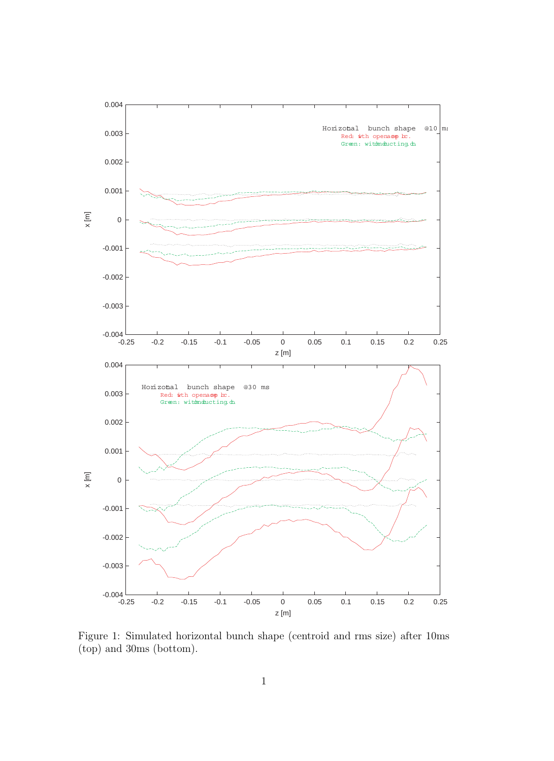0.004
0.003
0.002
0.001
0
-0.001
-0.002
-0.003
-0.004

x [m]

-0.25 -0.2 -0.15 -0.1 -0.05 0 0.05 0.1 0.15 0.2 0.25

z [m]

Horizontal bunch shape @10 ms
Red: with open a.ep b.c.
Green: with conducting b.c.

0.004
0.003
0.002
0.001
0
-0.001
-0.002
-0.003
-0.004

x [m]

-0.25 -0.2 -0.15 -0.1 -0.05 0 0.05 0.1 0.15 0.2 0.25

z [m]

Horizontal bunch shape @30 ms
Red: with open a.ep b.c.
Green: with conducting b.c.

Figure 1: Simulated horizontal bunch shape (centroid and rms size) after 10ms (top) and 30ms (bottom).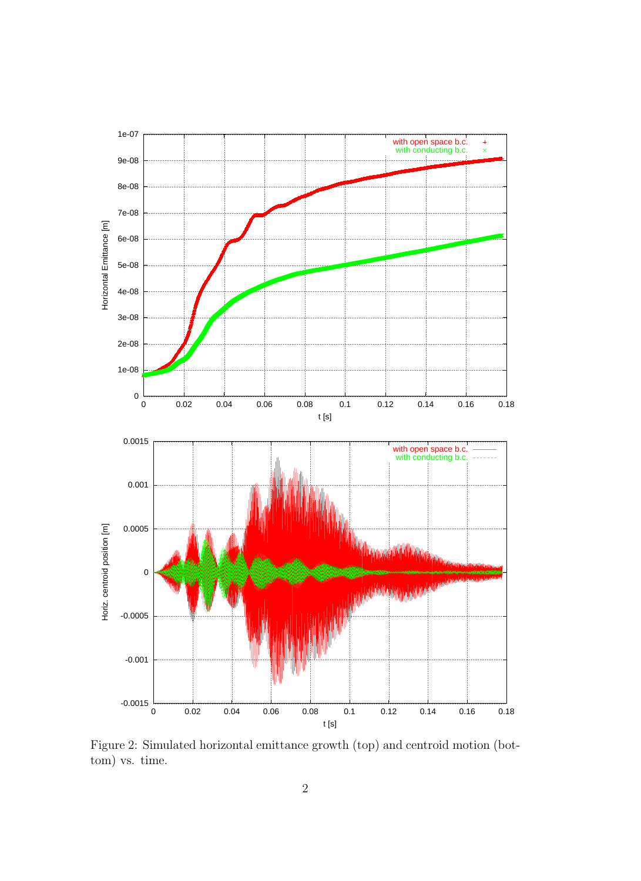1e-07
9e-08
8e-08
7e-08
6e-08
5e-08
4e-08
3e-08
2e-08
1e-08
0

Horizontal Emittance [m]

0 0.02 0.04 0.06 0.08 0.1 0.12 0.14 0.16 0.18

t [s]

with open space b.c. +
with conducting b.c. ×

0.0015
0.001
0.0005
0
-0.0005
-0.001
-0.0015

Horiz. centroid position [m]

0 0.02 0.04 0.06 0.08 0.1 0.12 0.14 0.16 0.18

t [s]

with open space b.c.
with conducting b.c.

Figure 2: Simulated horizontal emittance growth (top) and centroid motion (bottom) vs. time.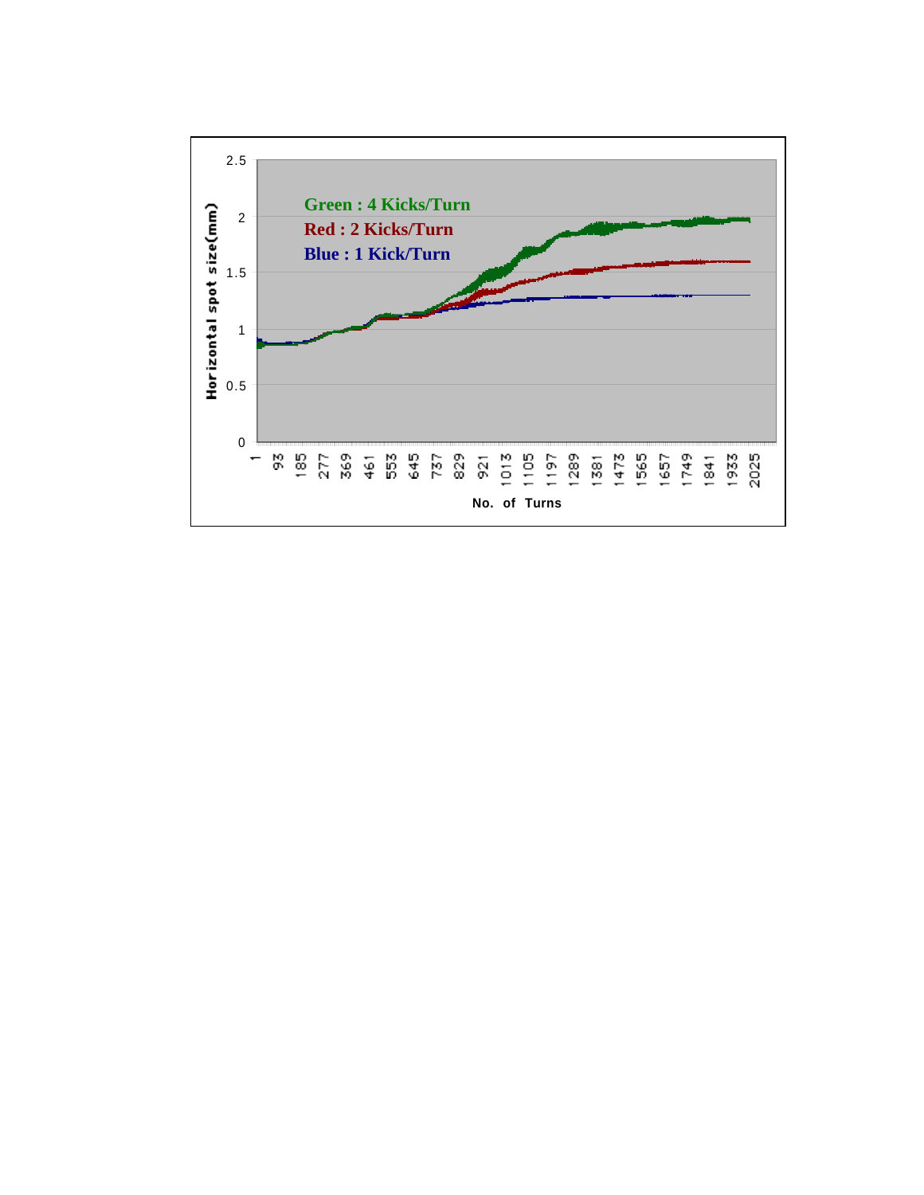Green : 4 Kicks/Turn

Red : 2 Kicks/Turn

Blue : 1 Kick/Turn

Horizontal spot size(mm)

2.5

2

1.5

1

0.5

0

1 93 185 277 369 461 553 645 737 829 921 1013 1105 1197 1289 1381 1473 1565 1657 1749 1841 1933 2025

No. of Turns